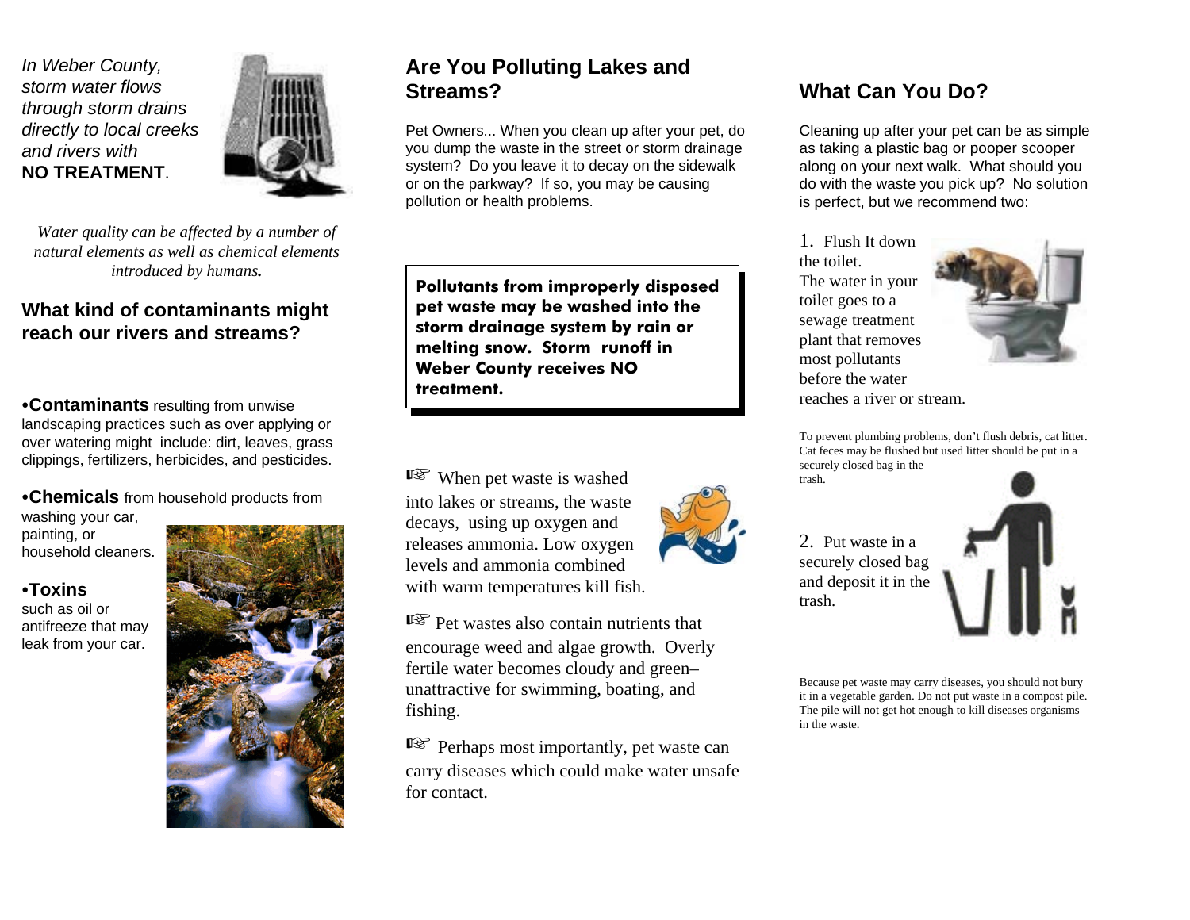*In Weber County, storm water flows through storm drains directly to local creeks and rivers with* **NO TREATMENT**.

*Water quality can be affected by a number of natural elements as well as chemical elements introduced by humans.*

## What kind of contaminants might reach our rivers and streams?

- **Contaminants** resulting from unwise landscaping practices such as over applying or over watering might include: dirt, leaves, grass clippings, fertilizers, herbicides, and pesticides.
- **Chemicals** from household products from washing your car, painting, or household cleaners.
- **Toxins** such as oil or antifreeze that may leak from your car.

## Are You Polluting Lakes and Streams?

Pet Owners... When you clean up after your pet, do you dump the waste in the street or storm drainage system? Do you leave it to decay on the sidewalk or on the parkway? If so, you may be causing pollution or health problems.

**Pollutants from improperly disposed pet waste may be washed into the storm drainage system by rain or melting snow. Storm runoff in Weber County receives NO treatment.**

☞ When pet waste is washed into lakes or streams, the waste decays, using up oxygen and releases ammonia. Low oxygen levels and ammonia combined with warm temperatures kill fish.

☞ Pet wastes also contain nutrients that encourage weed and algae growth. Overly fertile water becomes cloudy and green–unattractive for swimming, boating, and fishing.

☞ Perhaps most importantly, pet waste can carry diseases which could make water unsafe for contact.

## What Can You Do?

Cleaning up after your pet can be as simple as taking a plastic bag or pooper scooper along on your next walk. What should you do with the waste you pick up? No solution is perfect, but we recommend two:

1. Flush It down the toilet. The water in your toilet goes to a sewage treatment plant that removes most pollutants before the water reaches a river or stream.

To prevent plumbing problems, don't flush debris, cat litter. Cat feces may be flushed but used litter should be put in a securely closed bag in the trash.

2. Put waste in a securely closed bag and deposit it in the trash.

Because pet waste may carry diseases, you should not bury it in a vegetable garden. Do not put waste in a compost pile. The pile will not get hot enough to kill diseases organisms in the waste.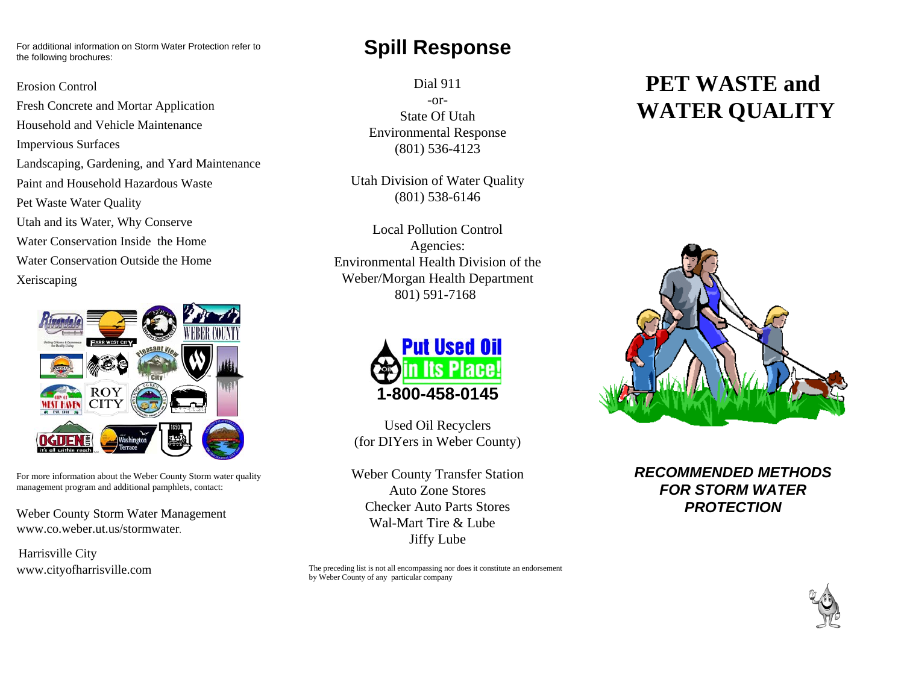For additional information on Storm Water Protection refer to the following brochures:

Erosion Control
Fresh Concrete and Mortar Application
Household and Vehicle Maintenance
Impervious Surfaces
Landscaping, Gardening, and Yard Maintenance
Paint and Household Hazardous Waste
Pet Waste Water Quality
Utah and its Water, Why Conserve
Water Conservation Inside the Home
Water Conservation Outside the Home
Xeriscaping

For more information about the Weber County Storm water quality management program and additional pamphlets, contact:

Weber County Storm Water Management
www.co.weber.ut.us/stormwater.

Harrisville City
www.cityofharrisville.com

## Spill Response

Dial 911
-or-
State Of Utah
Environmental Response
(801) 536-4123

Utah Division of Water Quality
(801) 538-6146

Local Pollution Control Agencies:
Environmental Health Division of the Weber/Morgan Health Department
801) 591-7168

**Put Used Oil in Its Place!**
**1-800-458-0145**

Used Oil Recyclers
(for DIYers in Weber County)

Weber County Transfer Station
Auto Zone Stores
Checker Auto Parts Stores
Wal-Mart Tire & Lube
Jiffy Lube

The preceding list is not all encompassing nor does it constitute an endorsement by Weber County of any particular company

# PET WASTE and WATER QUALITY

***RECOMMENDED METHODS FOR STORM WATER PROTECTION***